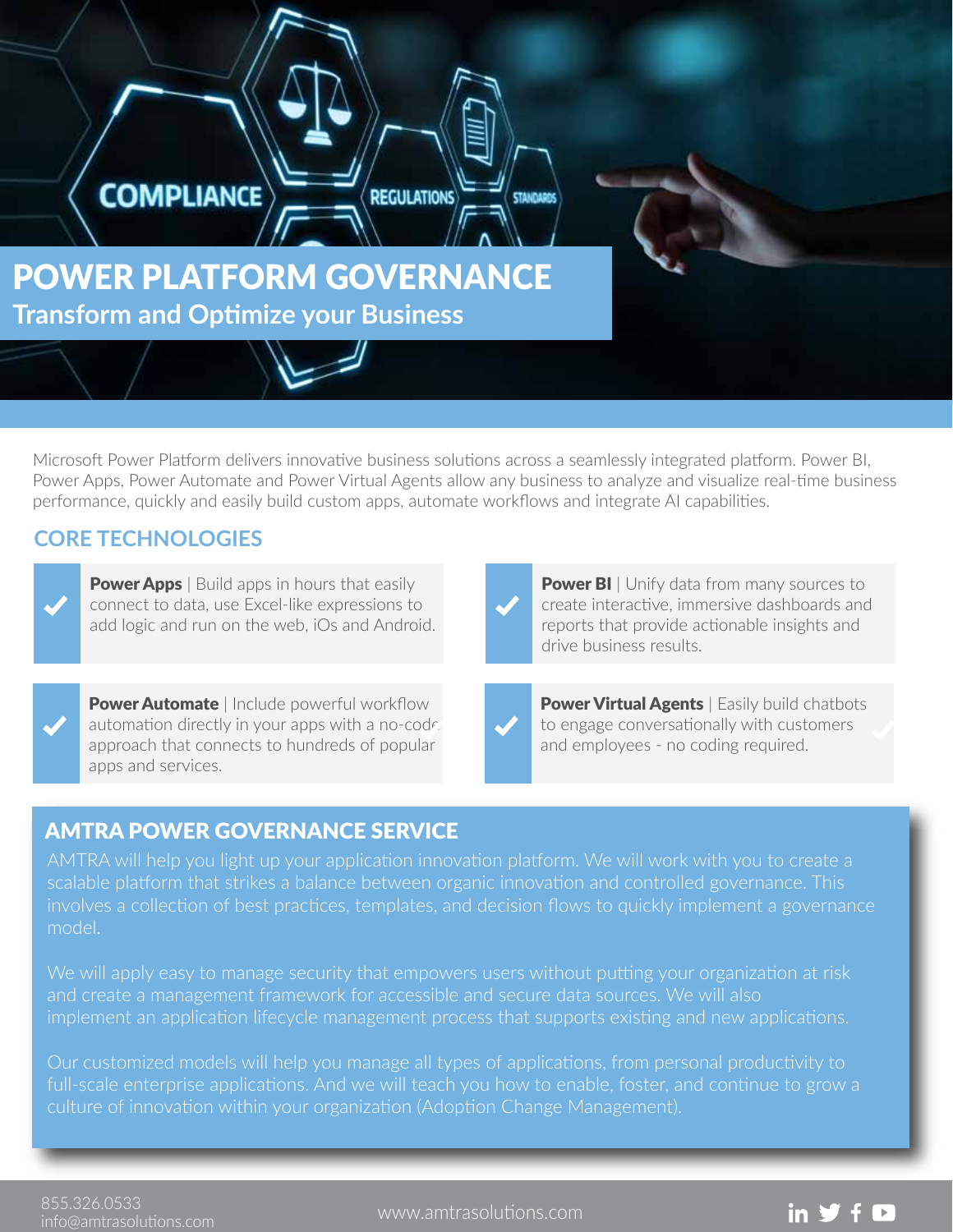# POWER PLATFORM GOVERNANCE

## Transform and Optimize your Business

Microsoft Power Platform delivers innovative business solutions across a seamlessly integrated platform. Power BI, Power Apps, Power Automate and Power Virtual Agents allow any business to analyze and visualize real-time business performance, quickly and easily build custom apps, automate workflows and integrate AI capabilities.

## CORE TECHNOLOGIES

- **Power Apps** | Build apps in hours that easily connect to data, use Excel-like expressions to add logic and run on the web, iOs and Android.
- **Power BI** | Unify data from many sources to create interactive, immersive dashboards and reports that provide actionable insights and drive business results.
- **Power Automate** | Include powerful workflow automation directly in your apps with a no-code approach that connects to hundreds of popular apps and services.
- **Power Virtual Agents** | Easily build chatbots to engage conversationally with customers and employees - no coding required.

## AMTRA POWER GOVERNANCE SERVICE

AMTRA will help you light up your application innovation platform. We will work with you to create a scalable platform that strikes a balance between organic innovation and controlled governance. This involves a collection of best practices, templates, and decision flows to quickly implement a governance model.

We will apply easy to manage security that empowers users without putting your organization at risk and create a management framework for accessible and secure data sources. We will also implement an application lifecycle management process that supports existing and new applications.

Our customized models will help you manage all types of applications, from personal productivity to full-scale enterprise applications. And we will teach you how to enable, foster, and continue to grow a culture of innovation within your organization (Adoption Change Management).

855.326.0533
info@amtrasolutions.com

www.amtrasolutions.com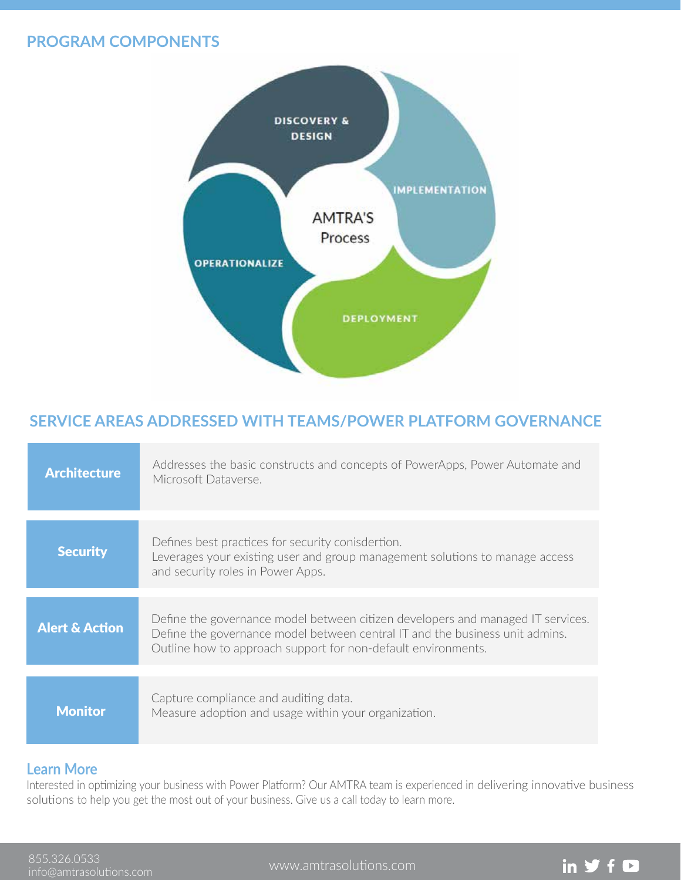## PROGRAM COMPONENTS

DISCOVERY & DESIGN

IMPLEMENTATION

DEPLOYMENT

OPERATIONALIZE

AMTRA'S Process

## SERVICE AREAS ADDRESSED WITH TEAMS/POWER PLATFORM GOVERNANCE

| | |
|---|---|
| **Architecture** | Addresses the basic constructs and concepts of PowerApps, Power Automate and Microsoft Dataverse. |
| **Security** | Defines best practices for security conisdertion.<br>Leverages your existing user and group management solutions to manage access and security roles in Power Apps. |
| **Alert & Action** | Define the governance model between citizen developers and managed IT services.<br>Define the governance model between central IT and the business unit admins.<br>Outline how to approach support for non-default environments. |
| **Monitor** | Capture compliance and auditing data.<br>Measure adoption and usage within your organization. |

### Learn More

Interested in optimizing your business with Power Platform? Our AMTRA team is experienced in delivering innovative business solutions to help you get the most out of your business. Give us a call today to learn more.

855.326.0533
info@amtrasolutions.com

www.amtrasolutions.com